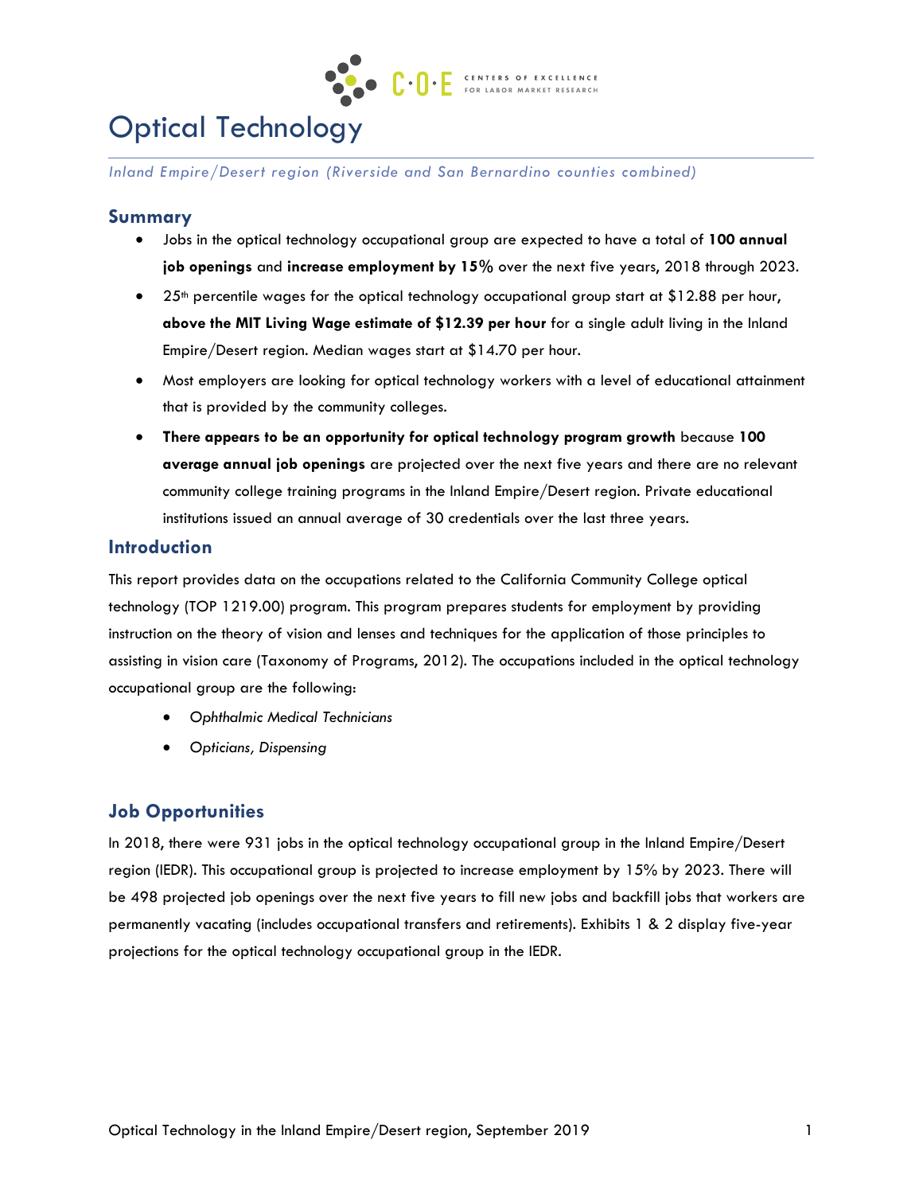# Optical Technology

*Inland Empire/Desert region (Riverside and San Bernardino counties combined)*

## Summary

- Jobs in the optical technology occupational group are expected to have a total of **100 annual job openings** and **increase employment by 15%** over the next five years, 2018 through 2023.
- 25th percentile wages for the optical technology occupational group start at $12.88 per hour, **above the MIT Living Wage estimate of $12.39 per hour** for a single adult living in the Inland Empire/Desert region. Median wages start at $14.70 per hour.
- Most employers are looking for optical technology workers with a level of educational attainment that is provided by the community colleges.
- **There appears to be an opportunity for optical technology program growth** because **100 average annual job openings** are projected over the next five years and there are no relevant community college training programs in the Inland Empire/Desert region. Private educational institutions issued an annual average of 30 credentials over the last three years.

## Introduction

This report provides data on the occupations related to the California Community College optical technology (TOP 1219.00) program. This program prepares students for employment by providing instruction on the theory of vision and lenses and techniques for the application of those principles to assisting in vision care (Taxonomy of Programs, 2012). The occupations included in the optical technology occupational group are the following:

- *Ophthalmic Medical Technicians*
- *Opticians, Dispensing*

## Job Opportunities

In 2018, there were 931 jobs in the optical technology occupational group in the Inland Empire/Desert region (IEDR). This occupational group is projected to increase employment by 15% by 2023. There will be 498 projected job openings over the next five years to fill new jobs and backfill jobs that workers are permanently vacating (includes occupational transfers and retirements). Exhibits 1 & 2 display five-year projections for the optical technology occupational group in the IEDR.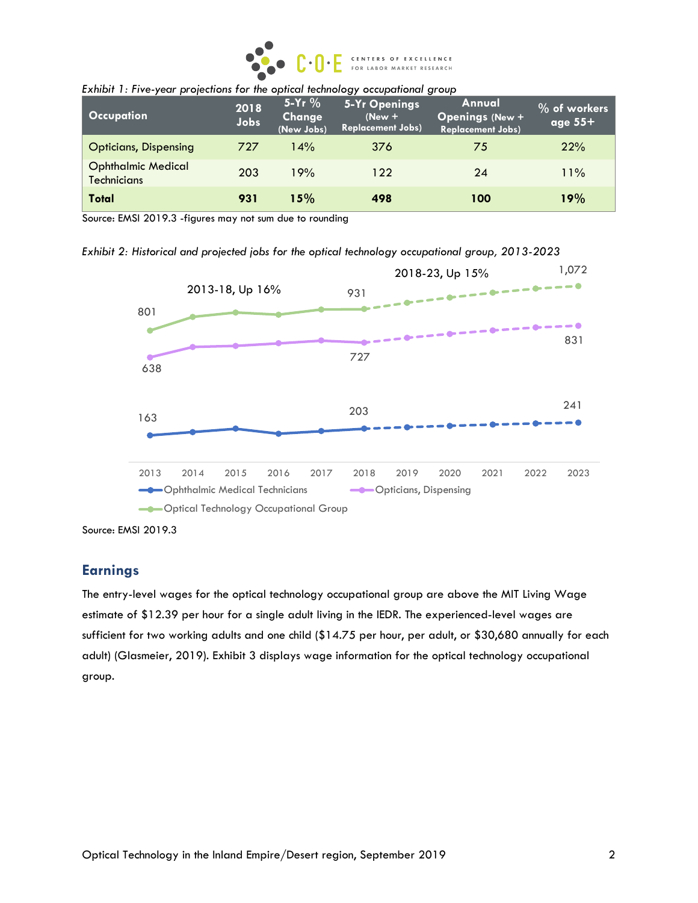*Exhibit 1: Five-year projections for the optical technology occupational group*

| Occupation | 2018 Jobs | 5-Yr % Change (New Jobs) | 5-Yr Openings (New + Replacement Jobs) | Annual Openings (New + Replacement Jobs) | % of workers age 55+ |
|---|---|---|---|---|---|
| Opticians, Dispensing | 727 | 14% | 376 | 75 | 22% |
| Ophthalmic Medical Technicians | 203 | 19% | 122 | 24 | 11% |
| **Total** | **931** | **15%** | **498** | **100** | **19%** |

Source: EMSI 2019.3 -figures may not sum due to rounding

*Exhibit 2: Historical and projected jobs for the optical technology occupational group, 2013-2023*

Source: EMSI 2019.3

## Earnings

The entry-level wages for the optical technology occupational group are above the MIT Living Wage estimate of $12.39 per hour for a single adult living in the IEDR. The experienced-level wages are sufficient for two working adults and one child ($14.75 per hour, per adult, or $30,680 annually for each adult) (Glasmeier, 2019). Exhibit 3 displays wage information for the optical technology occupational group.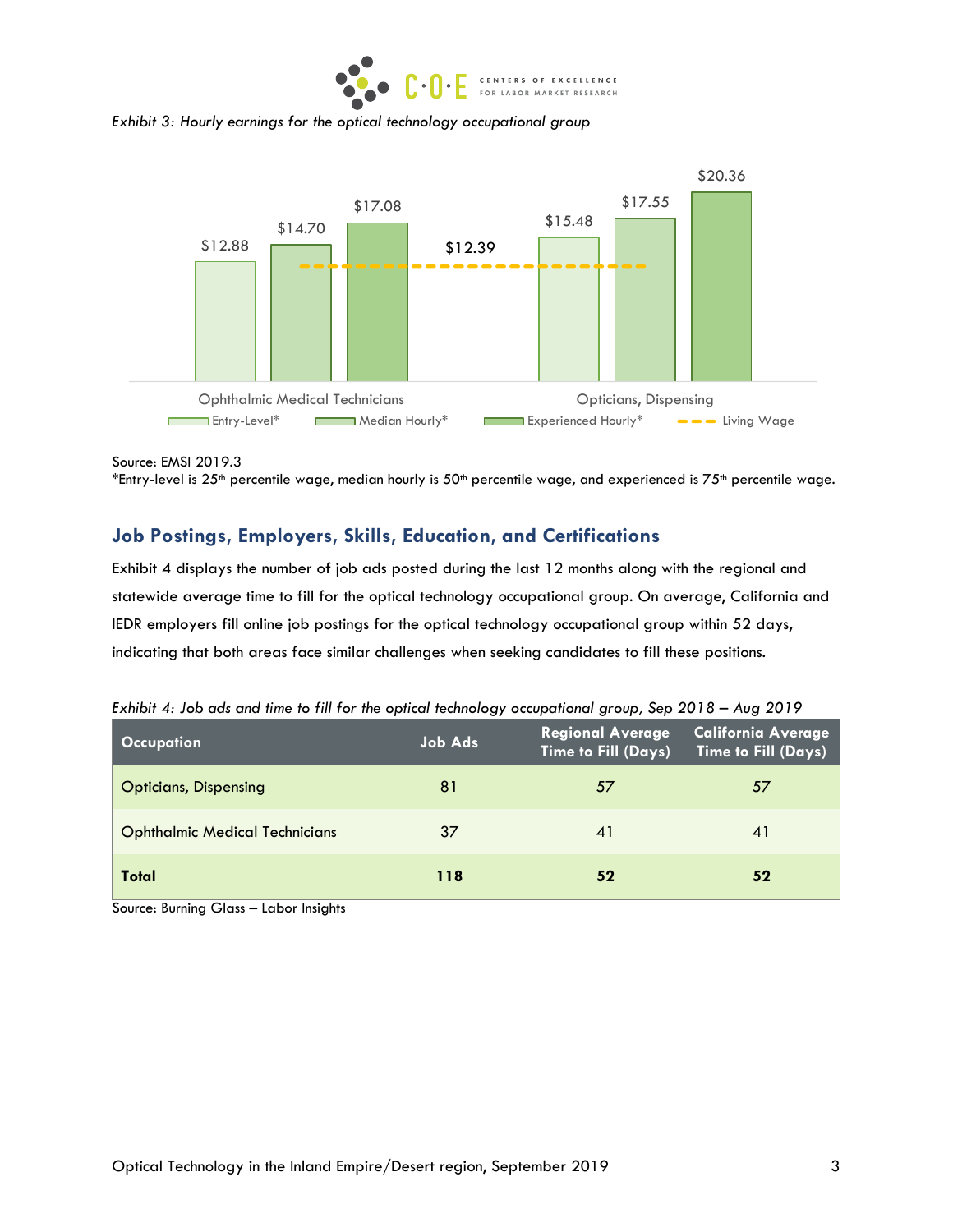*Exhibit 3: Hourly earnings for the optical technology occupational group*

| Occupation | Entry-Level* | Median Hourly* | Experienced Hourly* | Living Wage |
|---|---|---|---|---|
| Ophthalmic Medical Technicians | $12.88 | $14.70 | $17.08 | $12.39 |
| Opticians, Dispensing | $15.48 | $17.55 | $20.36 | $12.39 |

Source: EMSI 2019.3
*Entry-level is 25th percentile wage, median hourly is 50th percentile wage, and experienced is 75th percentile wage.

## Job Postings, Employers, Skills, Education, and Certifications

Exhibit 4 displays the number of job ads posted during the last 12 months along with the regional and statewide average time to fill for the optical technology occupational group. On average, California and IEDR employers fill online job postings for the optical technology occupational group within 52 days, indicating that both areas face similar challenges when seeking candidates to fill these positions.

*Exhibit 4: Job ads and time to fill for the optical technology occupational group, Sep 2018 – Aug 2019*

| Occupation | Job Ads | Regional Average Time to Fill (Days) | California Average Time to Fill (Days) |
|---|---|---|---|
| Opticians, Dispensing | 81 | 57 | 57 |
| Ophthalmic Medical Technicians | 37 | 41 | 41 |
| **Total** | **118** | **52** | **52** |

Source: Burning Glass – Labor Insights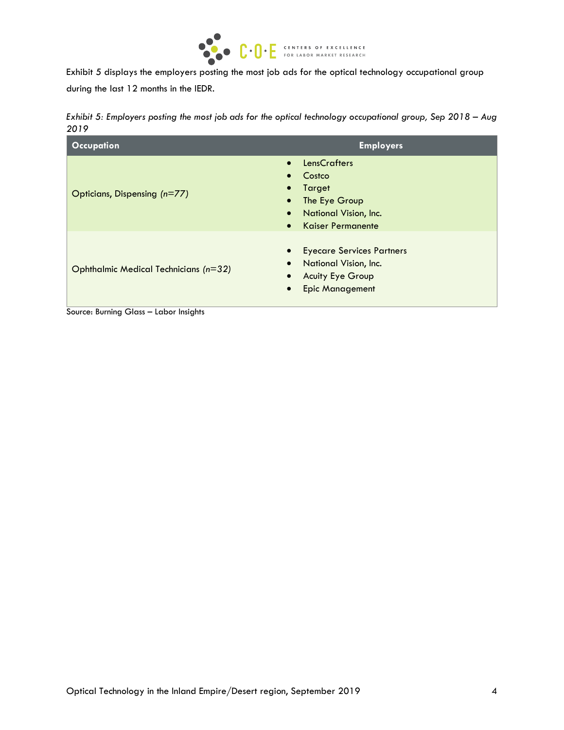Exhibit 5 displays the employers posting the most job ads for the optical technology occupational group during the last 12 months in the IEDR.

*Exhibit 5: Employers posting the most job ads for the optical technology occupational group, Sep 2018 – Aug 2019*

| Occupation | Employers |
|---|---|
| Opticians, Dispensing *(n=77)* | • LensCrafters<br>• Costco<br>• Target<br>• The Eye Group<br>• National Vision, Inc.<br>• Kaiser Permanente |
| Ophthalmic Medical Technicians *(n=32)* | • Eyecare Services Partners<br>• National Vision, Inc.<br>• Acuity Eye Group<br>• Epic Management |

Source: Burning Glass – Labor Insights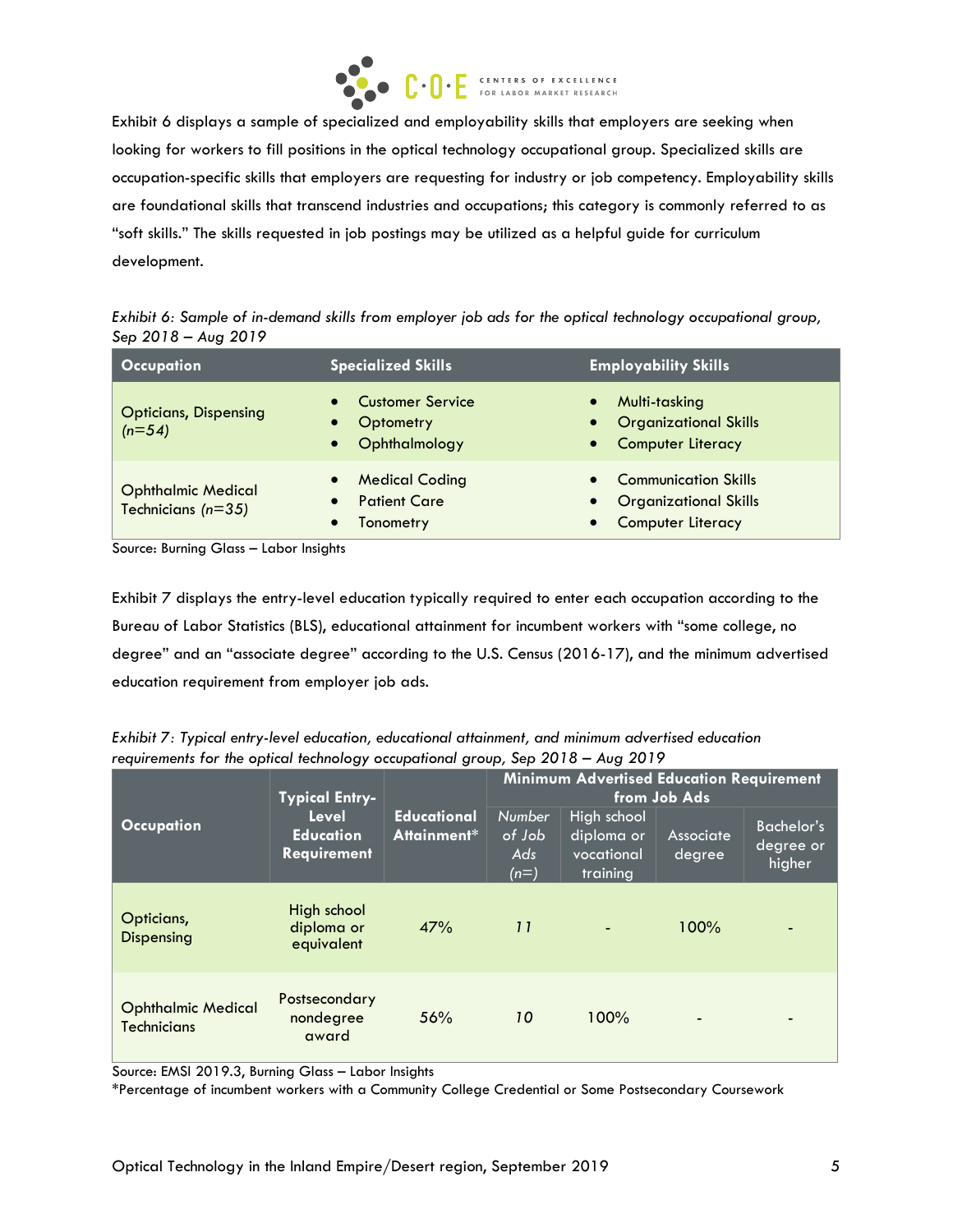Exhibit 6 displays a sample of specialized and employability skills that employers are seeking when looking for workers to fill positions in the optical technology occupational group. Specialized skills are occupation-specific skills that employers are requesting for industry or job competency. Employability skills are foundational skills that transcend industries and occupations; this category is commonly referred to as "soft skills." The skills requested in job postings may be utilized as a helpful guide for curriculum development.

*Exhibit 6: Sample of in-demand skills from employer job ads for the optical technology occupational group, Sep 2018 – Aug 2019*

| Occupation | Specialized Skills | Employability Skills |
|---|---|---|
| Opticians, Dispensing *(n=54)* | • Customer Service<br>• Optometry<br>• Ophthalmology | • Multi-tasking<br>• Organizational Skills<br>• Computer Literacy |
| Ophthalmic Medical Technicians *(n=35)* | • Medical Coding<br>• Patient Care<br>• Tonometry | • Communication Skills<br>• Organizational Skills<br>• Computer Literacy |

Source: Burning Glass – Labor Insights

Exhibit 7 displays the entry-level education typically required to enter each occupation according to the Bureau of Labor Statistics (BLS), educational attainment for incumbent workers with "some college, no degree" and an "associate degree" according to the U.S. Census (2016-17), and the minimum advertised education requirement from employer job ads.

*Exhibit 7: Typical entry-level education, educational attainment, and minimum advertised education requirements for the optical technology occupational group, Sep 2018 – Aug 2019*

| Occupation | Typical Entry-Level Education Requirement | Educational Attainment* | Minimum Advertised Education Requirement from Job Ads | | | |
|---|---|---|---|---|---|---|
| | | | *Number of Job Ads (n=)* | High school diploma or vocational training | Associate degree | Bachelor's degree or higher |
| Opticians, Dispensing | High school diploma or equivalent | 47% | 11 | - | 100% | - |
| Ophthalmic Medical Technicians | Postsecondary nondegree award | 56% | 10 | 100% | - | - |

Source: EMSI 2019.3, Burning Glass – Labor Insights
*Percentage of incumbent workers with a Community College Credential or Some Postsecondary Coursework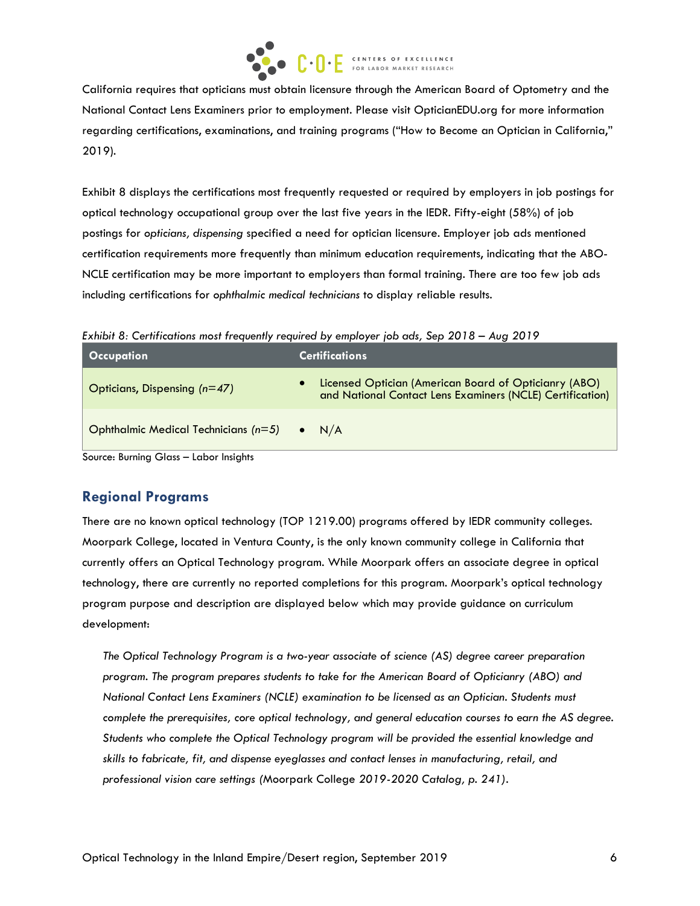California requires that opticians must obtain licensure through the American Board of Optometry and the National Contact Lens Examiners prior to employment. Please visit OpticianEDU.org for more information regarding certifications, examinations, and training programs ("How to Become an Optician in California," 2019).

Exhibit 8 displays the certifications most frequently requested or required by employers in job postings for optical technology occupational group over the last five years in the IEDR. Fifty-eight (58%) of job postings for *opticians, dispensing* specified a need for optician licensure. Employer job ads mentioned certification requirements more frequently than minimum education requirements, indicating that the ABO-NCLE certification may be more important to employers than formal training. There are too few job ads including certifications for *ophthalmic medical technicians* to display reliable results.

*Exhibit 8: Certifications most frequently required by employer job ads, Sep 2018 – Aug 2019*

| Occupation | Certifications |
|---|---|
| Opticians, Dispensing *(n=47)* | • Licensed Optician (American Board of Opticianry (ABO) and National Contact Lens Examiners (NCLE) Certification) |
| Ophthalmic Medical Technicians *(n=5)* | • N/A |

Source: Burning Glass – Labor Insights

## Regional Programs

There are no known optical technology (TOP 1219.00) programs offered by IEDR community colleges. Moorpark College, located in Ventura County, is the only known community college in California that currently offers an Optical Technology program. While Moorpark offers an associate degree in optical technology, there are currently no reported completions for this program. Moorpark's optical technology program purpose and description are displayed below which may provide guidance on curriculum development:

> *The Optical Technology Program is a two-year associate of science (AS) degree career preparation program. The program prepares students to take for the American Board of Opticianry (ABO) and National Contact Lens Examiners (NCLE) examination to be licensed as an Optician. Students must complete the prerequisites, core optical technology, and general education courses to earn the AS degree. Students who complete the Optical Technology program will be provided the essential knowledge and skills to fabricate, fit, and dispense eyeglasses and contact lenses in manufacturing, retail, and professional vision care settings* (Moorpark College *2019-2020 Catalog, p. 241*).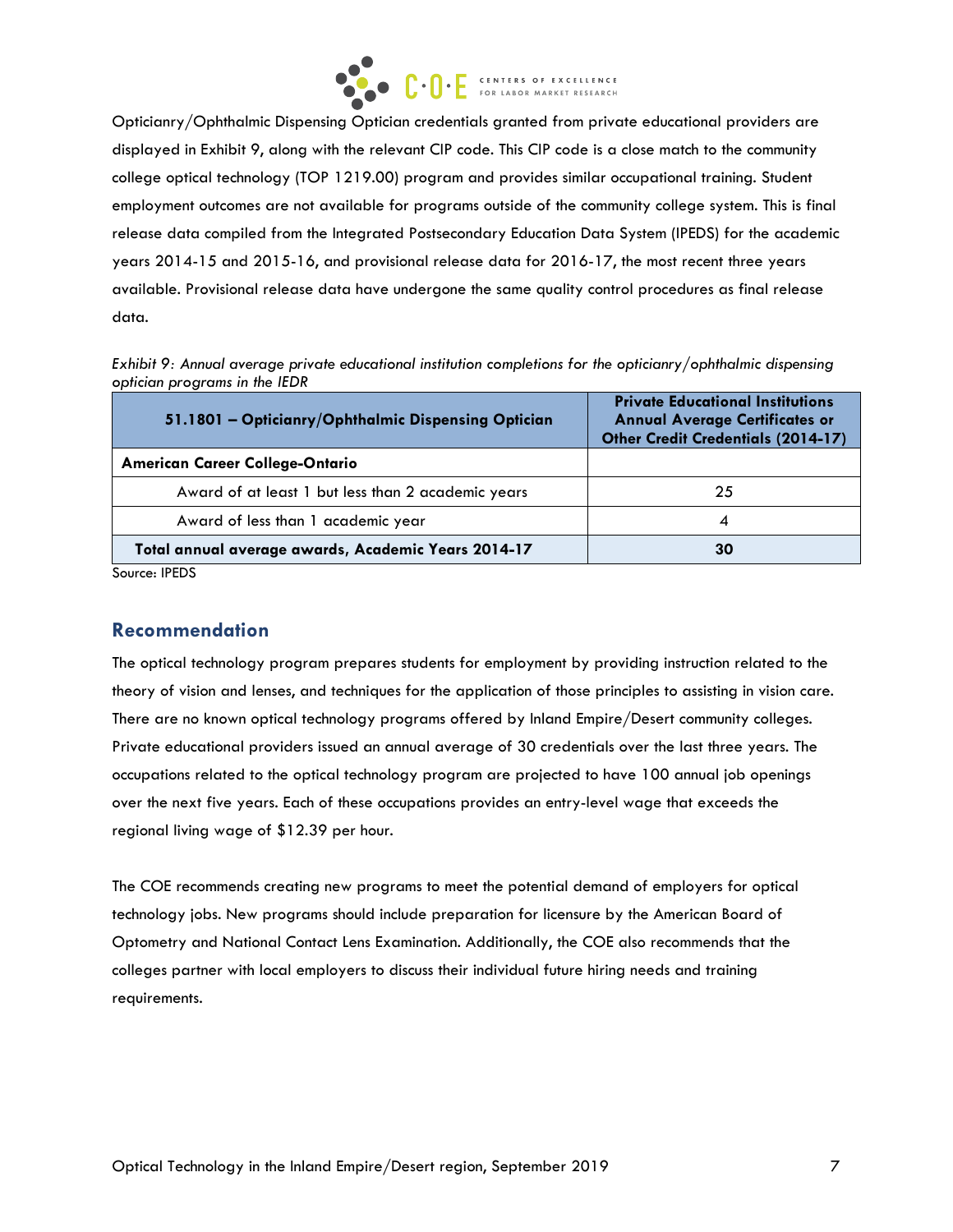Opticianry/Ophthalmic Dispensing Optician credentials granted from private educational providers are displayed in Exhibit 9, along with the relevant CIP code. This CIP code is a close match to the community college optical technology (TOP 1219.00) program and provides similar occupational training. Student employment outcomes are not available for programs outside of the community college system. This is final release data compiled from the Integrated Postsecondary Education Data System (IPEDS) for the academic years 2014-15 and 2015-16, and provisional release data for 2016-17, the most recent three years available. Provisional release data have undergone the same quality control procedures as final release data.

*Exhibit 9: Annual average private educational institution completions for the opticianry/ophthalmic dispensing optician programs in the IEDR*

| 51.1801 – Opticianry/Ophthalmic Dispensing Optician | Private Educational Institutions Annual Average Certificates or Other Credit Credentials (2014-17) |
|---|---|
| **American Career College-Ontario** | |
| Award of at least 1 but less than 2 academic years | 25 |
| Award of less than 1 academic year | 4 |
| **Total annual average awards, Academic Years 2014-17** | **30** |

Source: IPEDS

## Recommendation

The optical technology program prepares students for employment by providing instruction related to the theory of vision and lenses, and techniques for the application of those principles to assisting in vision care. There are no known optical technology programs offered by Inland Empire/Desert community colleges. Private educational providers issued an annual average of 30 credentials over the last three years. The occupations related to the optical technology program are projected to have 100 annual job openings over the next five years. Each of these occupations provides an entry-level wage that exceeds the regional living wage of $12.39 per hour.

The COE recommends creating new programs to meet the potential demand of employers for optical technology jobs. New programs should include preparation for licensure by the American Board of Optometry and National Contact Lens Examination. Additionally, the COE also recommends that the colleges partner with local employers to discuss their individual future hiring needs and training requirements.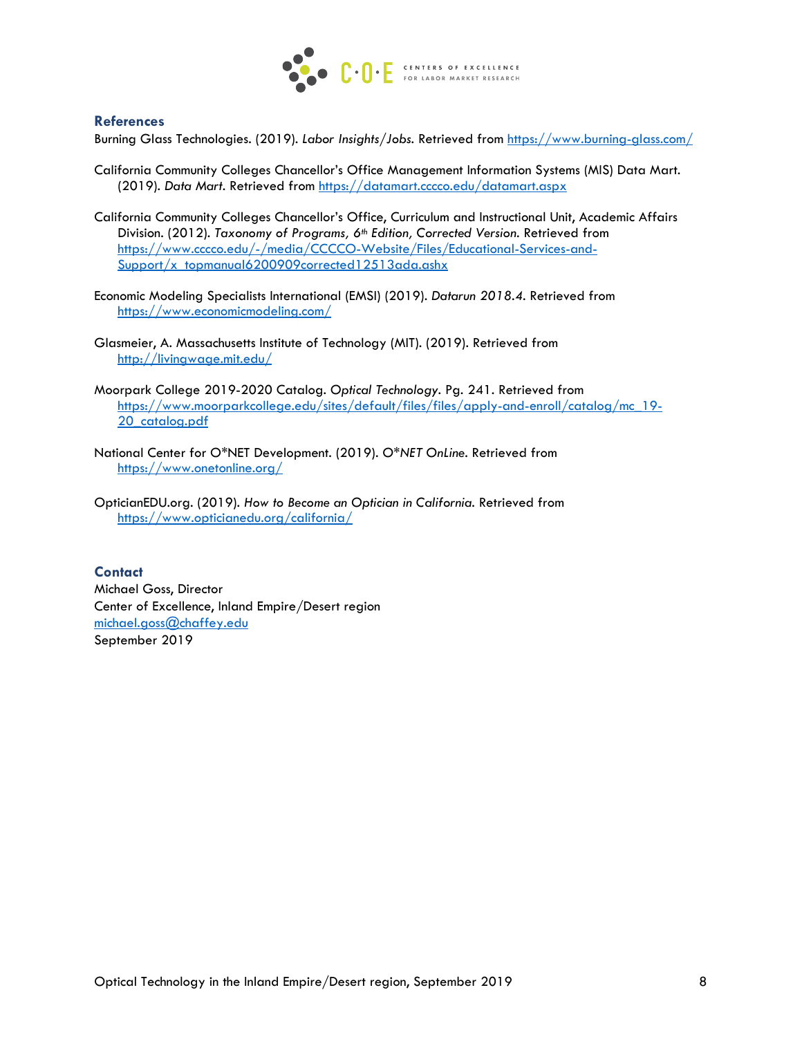## References

Burning Glass Technologies. (2019). *Labor Insights/Jobs.* Retrieved from https://www.burning-glass.com/

California Community Colleges Chancellor's Office Management Information Systems (MIS) Data Mart. (2019). *Data Mart.* Retrieved from https://datamart.cccco.edu/datamart.aspx

California Community Colleges Chancellor's Office, Curriculum and Instructional Unit, Academic Affairs Division. (2012). *Taxonomy of Programs, 6th Edition, Corrected Version.* Retrieved from https://www.cccco.edu/-/media/CCCCO-Website/Files/Educational-Services-and-Support/x_topmanual6200909corrected12513ada.ashx

Economic Modeling Specialists International (EMSI) (2019). *Datarun 2018.4.* Retrieved from https://www.economicmodeling.com/

Glasmeier, A. Massachusetts Institute of Technology (MIT). (2019). Retrieved from http://livingwage.mit.edu/

Moorpark College 2019-2020 Catalog. *Optical Technology.* Pg. 241. Retrieved from https://www.moorparkcollege.edu/sites/default/files/files/apply-and-enroll/catalog/mc_19-20_catalog.pdf

National Center for O*NET Development. (2019). *O*NET OnLine.* Retrieved from https://www.onetonline.org/

OpticianEDU.org. (2019). *How to Become an Optician in California.* Retrieved from https://www.opticianedu.org/california/

## Contact

Michael Goss, Director
Center of Excellence, Inland Empire/Desert region
michael.goss@chaffey.edu
September 2019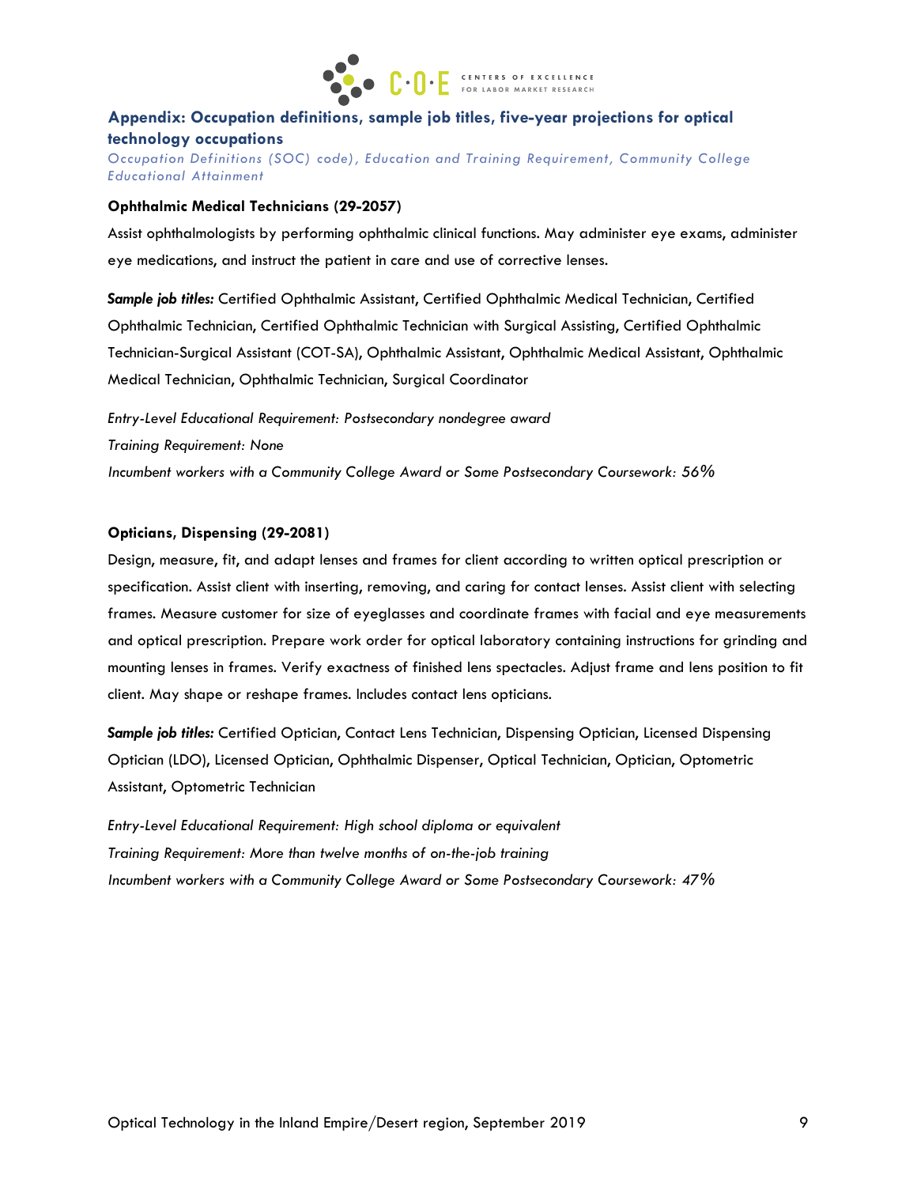## Appendix: Occupation definitions, sample job titles, five-year projections for optical technology occupations

*Occupation Definitions (SOC) code), Education and Training Requirement, Community College Educational Attainment*

**Ophthalmic Medical Technicians (29-2057)**

Assist ophthalmologists by performing ophthalmic clinical functions. May administer eye exams, administer eye medications, and instruct the patient in care and use of corrective lenses.

***Sample job titles:*** Certified Ophthalmic Assistant, Certified Ophthalmic Medical Technician, Certified Ophthalmic Technician, Certified Ophthalmic Technician with Surgical Assisting, Certified Ophthalmic Technician-Surgical Assistant (COT-SA), Ophthalmic Assistant, Ophthalmic Medical Assistant, Ophthalmic Medical Technician, Ophthalmic Technician, Surgical Coordinator

*Entry-Level Educational Requirement: Postsecondary nondegree award*
*Training Requirement: None*
*Incumbent workers with a Community College Award or Some Postsecondary Coursework: 56%*

**Opticians, Dispensing (29-2081)**

Design, measure, fit, and adapt lenses and frames for client according to written optical prescription or specification. Assist client with inserting, removing, and caring for contact lenses. Assist client with selecting frames. Measure customer for size of eyeglasses and coordinate frames with facial and eye measurements and optical prescription. Prepare work order for optical laboratory containing instructions for grinding and mounting lenses in frames. Verify exactness of finished lens spectacles. Adjust frame and lens position to fit client. May shape or reshape frames. Includes contact lens opticians.

***Sample job titles:*** Certified Optician, Contact Lens Technician, Dispensing Optician, Licensed Dispensing Optician (LDO), Licensed Optician, Ophthalmic Dispenser, Optical Technician, Optician, Optometric Assistant, Optometric Technician

*Entry-Level Educational Requirement: High school diploma or equivalent*
*Training Requirement: More than twelve months of on-the-job training*
*Incumbent workers with a Community College Award or Some Postsecondary Coursework: 47%*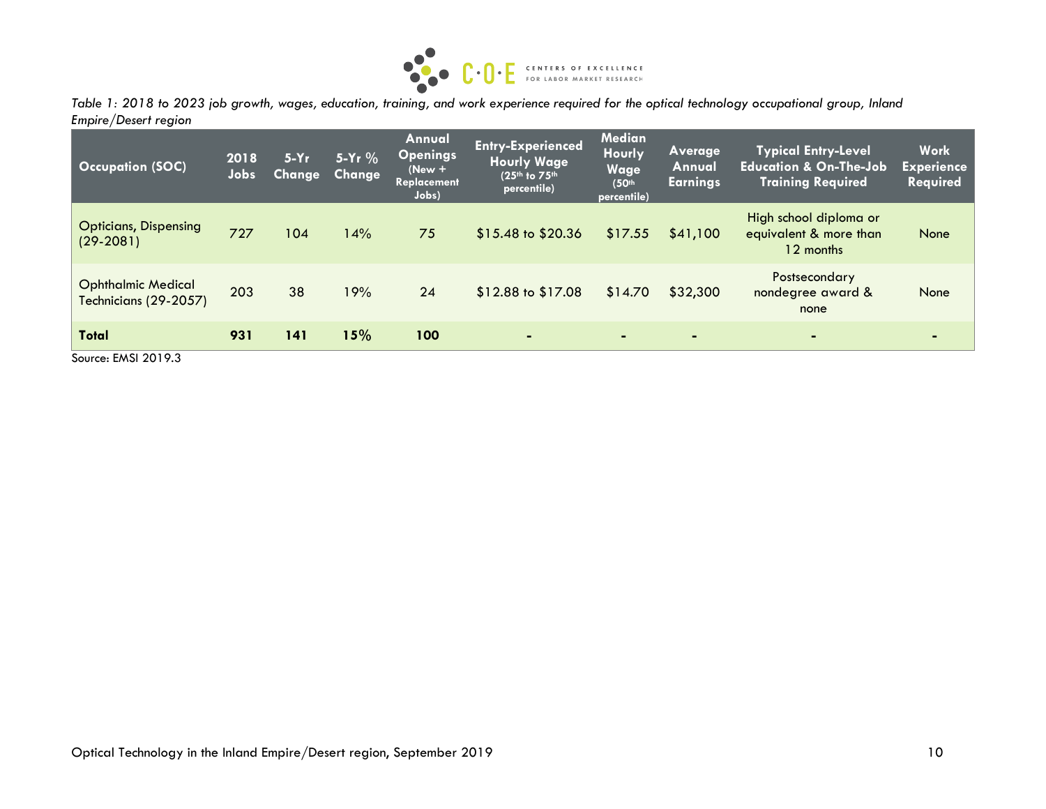*Table 1: 2018 to 2023 job growth, wages, education, training, and work experience required for the optical technology occupational group, Inland Empire/Desert region*

| Occupation (SOC) | 2018 Jobs | 5-Yr Change | 5-Yr % Change | Annual Openings (New + Replacement Jobs) | Entry-Experienced Hourly Wage (25th to 75th percentile) | Median Hourly Wage (50th percentile) | Average Annual Earnings | Typical Entry-Level Education & On-The-Job Training Required | Work Experience Required |
|---|---|---|---|---|---|---|---|---|---|
| Opticians, Dispensing (29-2081) | 727 | 104 | 14% | 75 | $15.48 to $20.36 | $17.55 | $41,100 | High school diploma or equivalent & more than 12 months | None |
| Ophthalmic Medical Technicians (29-2057) | 203 | 38 | 19% | 24 | $12.88 to $17.08 | $14.70 | $32,300 | Postsecondary nondegree award & none | None |
| **Total** | **931** | **141** | **15%** | **100** | - | - | - | - | - |

Source: EMSI 2019.3